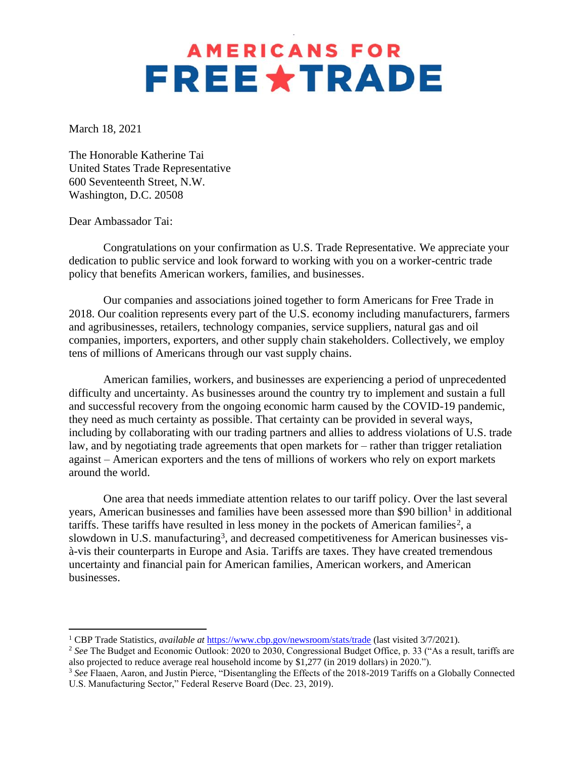# AMERICANS FOR FREE★TRADE

March 18, 2021

The Honorable Katherine Tai
United States Trade Representative
600 Seventeenth Street, N.W.
Washington, D.C. 20508

Dear Ambassador Tai:

Congratulations on your confirmation as U.S. Trade Representative. We appreciate your dedication to public service and look forward to working with you on a worker-centric trade policy that benefits American workers, families, and businesses.

Our companies and associations joined together to form Americans for Free Trade in 2018. Our coalition represents every part of the U.S. economy including manufacturers, farmers and agribusinesses, retailers, technology companies, service suppliers, natural gas and oil companies, importers, exporters, and other supply chain stakeholders. Collectively, we employ tens of millions of Americans through our vast supply chains.

American families, workers, and businesses are experiencing a period of unprecedented difficulty and uncertainty. As businesses around the country try to implement and sustain a full and successful recovery from the ongoing economic harm caused by the COVID-19 pandemic, they need as much certainty as possible. That certainty can be provided in several ways, including by collaborating with our trading partners and allies to address violations of U.S. trade law, and by negotiating trade agreements that open markets for – rather than trigger retaliation against – American exporters and the tens of millions of workers who rely on export markets around the world.

One area that needs immediate attention relates to our tariff policy. Over the last several years, American businesses and families have been assessed more than $90 billion[1] in additional tariffs. These tariffs have resulted in less money in the pockets of American families[2], a slowdown in U.S. manufacturing[3], and decreased competitiveness for American businesses vis-à-vis their counterparts in Europe and Asia. Tariffs are taxes. They have created tremendous uncertainty and financial pain for American families, American workers, and American businesses.

---

[1] CBP Trade Statistics, *available at* https://www.cbp.gov/newsroom/stats/trade (last visited 3/7/2021).

[2] *See* The Budget and Economic Outlook: 2020 to 2030, Congressional Budget Office, p. 33 ("As a result, tariffs are also projected to reduce average real household income by $1,277 (in 2019 dollars) in 2020.").

[3] *See* Flaaen, Aaron, and Justin Pierce, "Disentangling the Effects of the 2018-2019 Tariffs on a Globally Connected U.S. Manufacturing Sector," Federal Reserve Board (Dec. 23, 2019).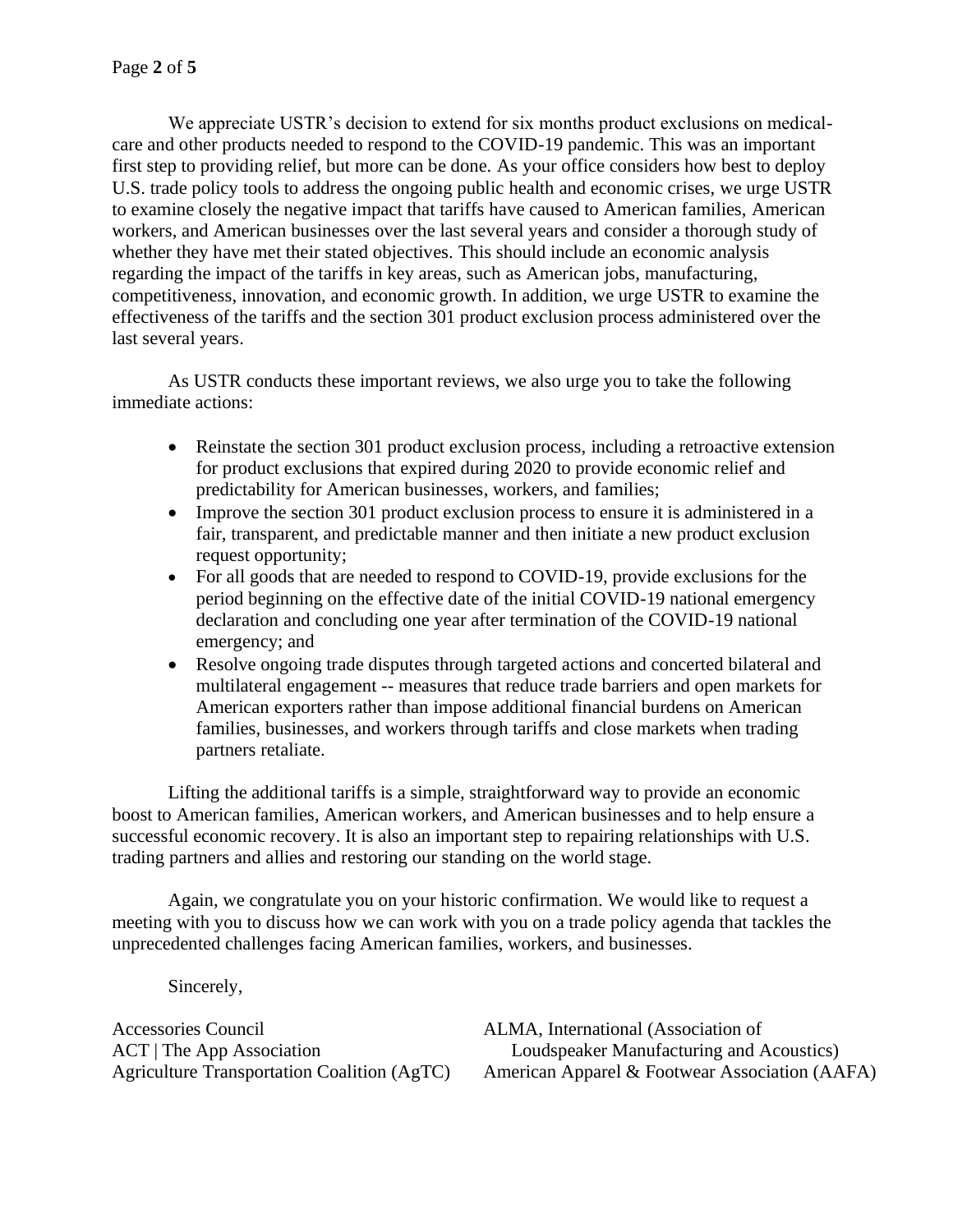We appreciate USTR's decision to extend for six months product exclusions on medical-care and other products needed to respond to the COVID-19 pandemic. This was an important first step to providing relief, but more can be done. As your office considers how best to deploy U.S. trade policy tools to address the ongoing public health and economic crises, we urge USTR to examine closely the negative impact that tariffs have caused to American families, American workers, and American businesses over the last several years and consider a thorough study of whether they have met their stated objectives. This should include an economic analysis regarding the impact of the tariffs in key areas, such as American jobs, manufacturing, competitiveness, innovation, and economic growth. In addition, we urge USTR to examine the effectiveness of the tariffs and the section 301 product exclusion process administered over the last several years.

As USTR conducts these important reviews, we also urge you to take the following immediate actions:

- Reinstate the section 301 product exclusion process, including a retroactive extension for product exclusions that expired during 2020 to provide economic relief and predictability for American businesses, workers, and families;
- Improve the section 301 product exclusion process to ensure it is administered in a fair, transparent, and predictable manner and then initiate a new product exclusion request opportunity;
- For all goods that are needed to respond to COVID-19, provide exclusions for the period beginning on the effective date of the initial COVID-19 national emergency declaration and concluding one year after termination of the COVID-19 national emergency; and
- Resolve ongoing trade disputes through targeted actions and concerted bilateral and multilateral engagement -- measures that reduce trade barriers and open markets for American exporters rather than impose additional financial burdens on American families, businesses, and workers through tariffs and close markets when trading partners retaliate.

Lifting the additional tariffs is a simple, straightforward way to provide an economic boost to American families, American workers, and American businesses and to help ensure a successful economic recovery. It is also an important step to repairing relationships with U.S. trading partners and allies and restoring our standing on the world stage.

Again, we congratulate you on your historic confirmation. We would like to request a meeting with you to discuss how we can work with you on a trade policy agenda that tackles the unprecedented challenges facing American families, workers, and businesses.

Sincerely,

Accessories Council
ACT | The App Association
Agriculture Transportation Coalition (AgTC)
ALMA, International (Association of Loudspeaker Manufacturing and Acoustics)
American Apparel & Footwear Association (AAFA)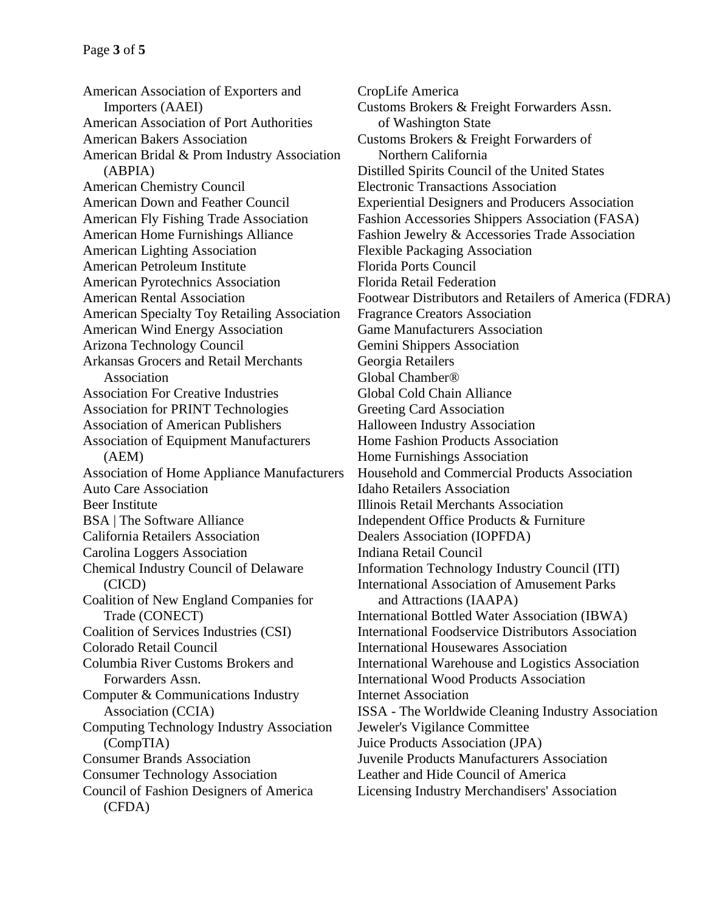American Association of Exporters and Importers (AAEI)
American Association of Port Authorities
American Bakers Association
American Bridal & Prom Industry Association (ABPIA)
American Chemistry Council
American Down and Feather Council
American Fly Fishing Trade Association
American Home Furnishings Alliance
American Lighting Association
American Petroleum Institute
American Pyrotechnics Association
American Rental Association
American Specialty Toy Retailing Association
American Wind Energy Association
Arizona Technology Council
Arkansas Grocers and Retail Merchants Association
Association For Creative Industries
Association for PRINT Technologies
Association of American Publishers
Association of Equipment Manufacturers (AEM)
Association of Home Appliance Manufacturers
Auto Care Association
Beer Institute
BSA | The Software Alliance
California Retailers Association
Carolina Loggers Association
Chemical Industry Council of Delaware (CICD)
Coalition of New England Companies for Trade (CONECT)
Coalition of Services Industries (CSI)
Colorado Retail Council
Columbia River Customs Brokers and Forwarders Assn.
Computer & Communications Industry Association (CCIA)
Computing Technology Industry Association (CompTIA)
Consumer Brands Association
Consumer Technology Association
Council of Fashion Designers of America (CFDA)
CropLife America
Customs Brokers & Freight Forwarders Assn. of Washington State
Customs Brokers & Freight Forwarders of Northern California
Distilled Spirits Council of the United States
Electronic Transactions Association
Experiential Designers and Producers Association
Fashion Accessories Shippers Association (FASA)
Fashion Jewelry & Accessories Trade Association
Flexible Packaging Association
Florida Ports Council
Florida Retail Federation
Footwear Distributors and Retailers of America (FDRA)
Fragrance Creators Association
Game Manufacturers Association
Gemini Shippers Association
Georgia Retailers
Global Chamber®
Global Cold Chain Alliance
Greeting Card Association
Halloween Industry Association
Home Fashion Products Association
Home Furnishings Association
Household and Commercial Products Association
Idaho Retailers Association
Illinois Retail Merchants Association
Independent Office Products & Furniture Dealers Association (IOPFDA)
Indiana Retail Council
Information Technology Industry Council (ITI)
International Association of Amusement Parks and Attractions (IAAPA)
International Bottled Water Association (IBWA)
International Foodservice Distributors Association
International Housewares Association
International Warehouse and Logistics Association
International Wood Products Association
Internet Association
ISSA - The Worldwide Cleaning Industry Association
Jeweler's Vigilance Committee
Juice Products Association (JPA)
Juvenile Products Manufacturers Association
Leather and Hide Council of America
Licensing Industry Merchandisers' Association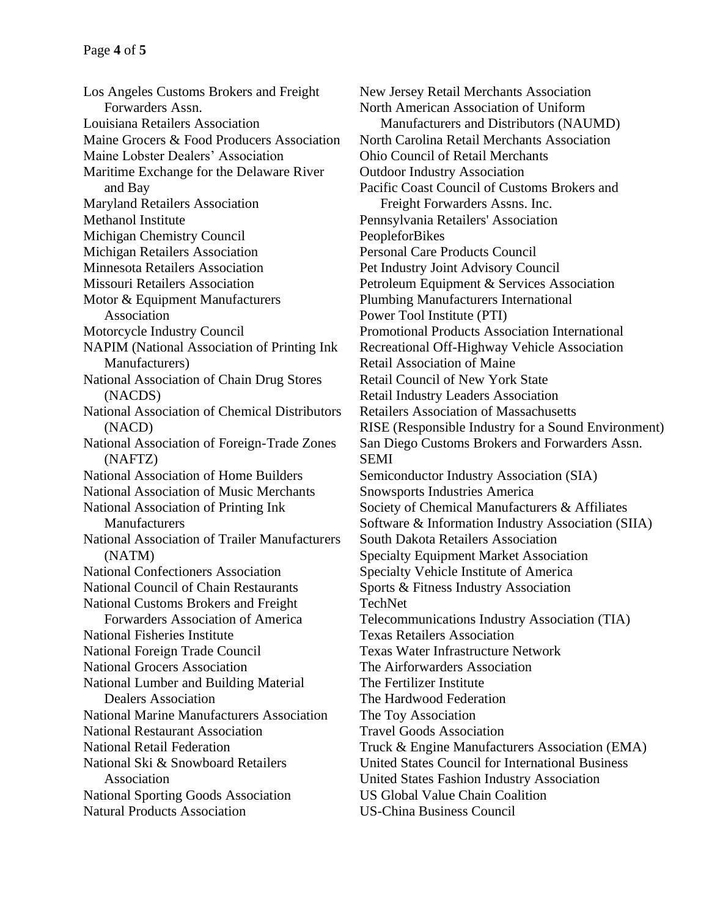Los Angeles Customs Brokers and Freight Forwarders Assn.
Louisiana Retailers Association
Maine Grocers & Food Producers Association
Maine Lobster Dealers' Association
Maritime Exchange for the Delaware River and Bay
Maryland Retailers Association
Methanol Institute
Michigan Chemistry Council
Michigan Retailers Association
Minnesota Retailers Association
Missouri Retailers Association
Motor & Equipment Manufacturers Association
Motorcycle Industry Council
NAPIM (National Association of Printing Ink Manufacturers)
National Association of Chain Drug Stores (NACDS)
National Association of Chemical Distributors (NACD)
National Association of Foreign-Trade Zones (NAFTZ)
National Association of Home Builders
National Association of Music Merchants
National Association of Printing Ink Manufacturers
National Association of Trailer Manufacturers (NATM)
National Confectioners Association
National Council of Chain Restaurants
National Customs Brokers and Freight Forwarders Association of America
National Fisheries Institute
National Foreign Trade Council
National Grocers Association
National Lumber and Building Material Dealers Association
National Marine Manufacturers Association
National Restaurant Association
National Retail Federation
National Ski & Snowboard Retailers Association
National Sporting Goods Association
Natural Products Association
New Jersey Retail Merchants Association
North American Association of Uniform Manufacturers and Distributors (NAUMD)
North Carolina Retail Merchants Association
Ohio Council of Retail Merchants
Outdoor Industry Association
Pacific Coast Council of Customs Brokers and Freight Forwarders Assns. Inc.
Pennsylvania Retailers' Association
PeopleforBikes
Personal Care Products Council
Pet Industry Joint Advisory Council
Petroleum Equipment & Services Association
Plumbing Manufacturers International
Power Tool Institute (PTI)
Promotional Products Association International
Recreational Off-Highway Vehicle Association
Retail Association of Maine
Retail Council of New York State
Retail Industry Leaders Association
Retailers Association of Massachusetts
RISE (Responsible Industry for a Sound Environment)
San Diego Customs Brokers and Forwarders Assn.
SEMI
Semiconductor Industry Association (SIA)
Snowsports Industries America
Society of Chemical Manufacturers & Affiliates
Software & Information Industry Association (SIIA)
South Dakota Retailers Association
Specialty Equipment Market Association
Specialty Vehicle Institute of America
Sports & Fitness Industry Association
TechNet
Telecommunications Industry Association (TIA)
Texas Retailers Association
Texas Water Infrastructure Network
The Airforwarders Association
The Fertilizer Institute
The Hardwood Federation
The Toy Association
Travel Goods Association
Truck & Engine Manufacturers Association (EMA)
United States Council for International Business
United States Fashion Industry Association
US Global Value Chain Coalition
US-China Business Council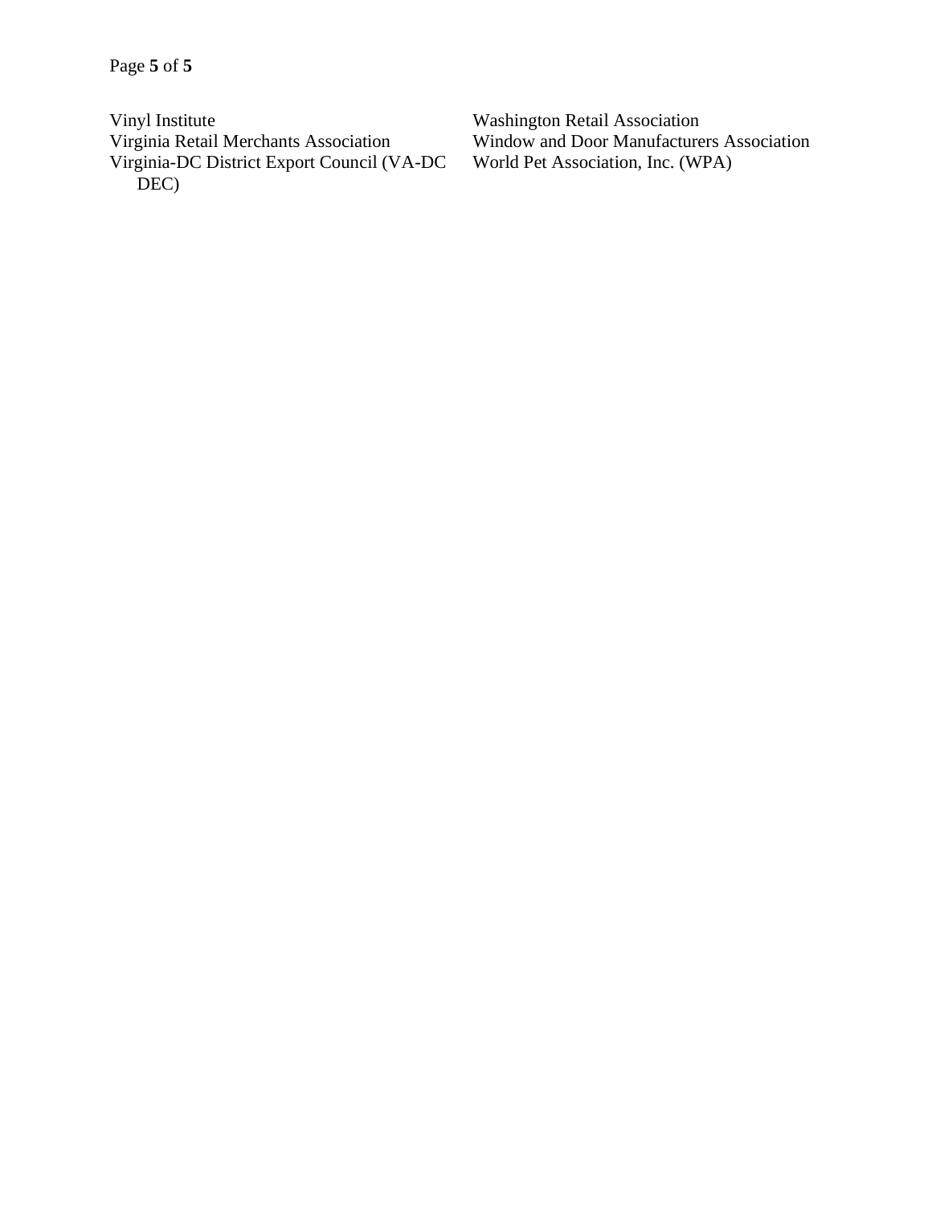Vinyl Institute
Virginia Retail Merchants Association
Virginia-DC District Export Council (VA-DC DEC)
Washington Retail Association
Window and Door Manufacturers Association
World Pet Association, Inc. (WPA)